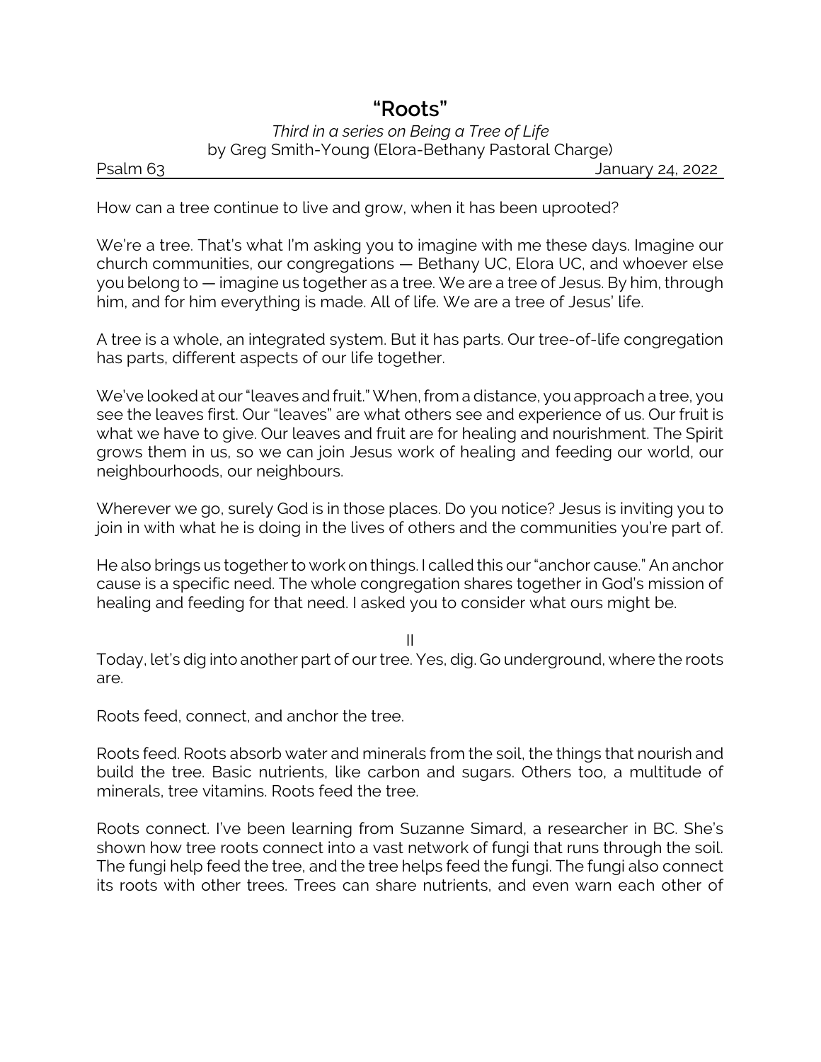# “Roots”

*Third in a series on Being a Tree of Life*
by Greg Smith-Young (Elora-Bethany Pastoral Charge)

Psalm 63 January 24, 2022

How can a tree continue to live and grow, when it has been uprooted?

We’re a tree. That’s what I’m asking you to imagine with me these days. Imagine our church communities, our congregations — Bethany UC, Elora UC, and whoever else you belong to — imagine us together as a tree. We are a tree of Jesus. By him, through him, and for him everything is made. All of life. We are a tree of Jesus’ life.

A tree is a whole, an integrated system. But it has parts. Our tree-of-life congregation has parts, different aspects of our life together.

We’ve looked at our “leaves and fruit.” When, from a distance, you approach a tree, you see the leaves first. Our “leaves” are what others see and experience of us. Our fruit is what we have to give. Our leaves and fruit are for healing and nourishment. The Spirit grows them in us, so we can join Jesus work of healing and feeding our world, our neighbourhoods, our neighbours.

Wherever we go, surely God is in those places. Do you notice? Jesus is inviting you to join in with what he is doing in the lives of others and the communities you’re part of.

He also brings us together to work on things. I called this our “anchor cause.” An anchor cause is a specific need. The whole congregation shares together in God’s mission of healing and feeding for that need. I asked you to consider what ours might be.

II

Today, let’s dig into another part of our tree. Yes, dig. Go underground, where the roots are.

Roots feed, connect, and anchor the tree.

Roots feed. Roots absorb water and minerals from the soil, the things that nourish and build the tree. Basic nutrients, like carbon and sugars. Others too, a multitude of minerals, tree vitamins. Roots feed the tree.

Roots connect. I’ve been learning from Suzanne Simard, a researcher in BC. She’s shown how tree roots connect into a vast network of fungi that runs through the soil. The fungi help feed the tree, and the tree helps feed the fungi. The fungi also connect its roots with other trees. Trees can share nutrients, and even warn each other of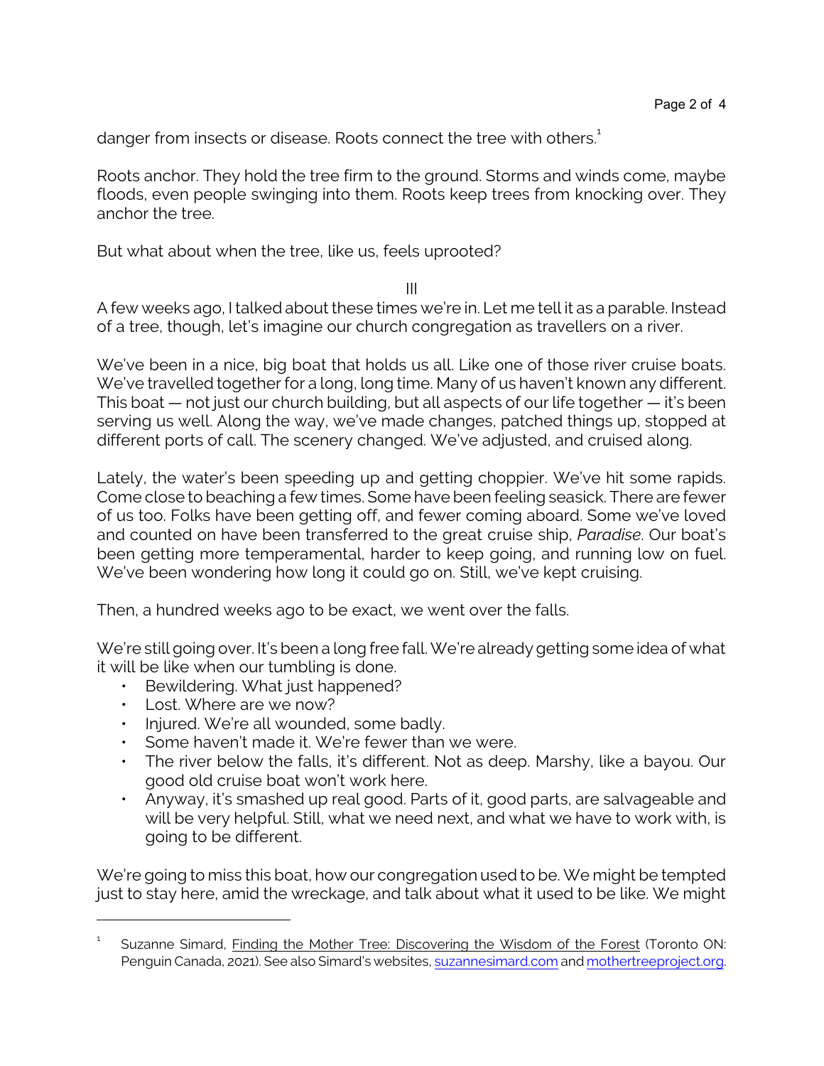danger from insects or disease. Roots connect the tree with others.[1]

Roots anchor. They hold the tree firm to the ground. Storms and winds come, maybe floods, even people swinging into them. Roots keep trees from knocking over. They anchor the tree.

But what about when the tree, like us, feels uprooted?

III

A few weeks ago, I talked about these times we're in. Let me tell it as a parable. Instead of a tree, though, let's imagine our church congregation as travellers on a river.

We've been in a nice, big boat that holds us all. Like one of those river cruise boats. We've travelled together for a long, long time. Many of us haven't known any different. This boat — not just our church building, but all aspects of our life together — it's been serving us well. Along the way, we've made changes, patched things up, stopped at different ports of call. The scenery changed. We've adjusted, and cruised along.

Lately, the water's been speeding up and getting choppier. We've hit some rapids. Come close to beaching a few times. Some have been feeling seasick. There are fewer of us too. Folks have been getting off, and fewer coming aboard. Some we've loved and counted on have been transferred to the great cruise ship, *Paradise*. Our boat's been getting more temperamental, harder to keep going, and running low on fuel. We've been wondering how long it could go on. Still, we've kept cruising.

Then, a hundred weeks ago to be exact, we went over the falls.

We're still going over. It's been a long free fall. We're already getting some idea of what it will be like when our tumbling is done.

- Bewildering. What just happened?
- Lost. Where are we now?
- Injured. We're all wounded, some badly.
- Some haven't made it. We're fewer than we were.
- The river below the falls, it's different. Not as deep. Marshy, like a bayou. Our good old cruise boat won't work here.
- Anyway, it's smashed up real good. Parts of it, good parts, are salvageable and will be very helpful. Still, what we need next, and what we have to work with, is going to be different.

We're going to miss this boat, how our congregation used to be. We might be tempted just to stay here, amid the wreckage, and talk about what it used to be like. We might

---

[1] Suzanne Simard, Finding the Mother Tree: Discovering the Wisdom of the Forest (Toronto ON: Penguin Canada, 2021). See also Simard's websites, suzannesimard.com and mothertreeproject.org.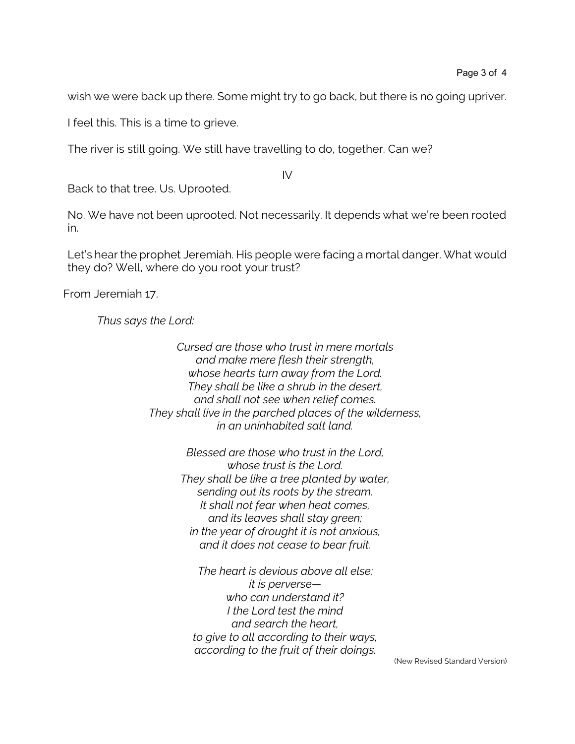wish we were back up there. Some might try to go back, but there is no going upriver.

I feel this. This is a time to grieve.

The river is still going. We still have travelling to do, together. Can we?

## IV

Back to that tree. Us. Uprooted.

No. We have not been uprooted. Not necessarily. It depends what we're been rooted in.

Let's hear the prophet Jeremiah. His people were facing a mortal danger. What would they do? Well, where do you root your trust?

From Jeremiah 17.

*Thus says the Lord:*

*Cursed are those who trust in mere mortals*
*and make mere flesh their strength,*
*whose hearts turn away from the Lord.*
*They shall be like a shrub in the desert,*
*and shall not see when relief comes.*
*They shall live in the parched places of the wilderness,*
*in an uninhabited salt land.*

*Blessed are those who trust in the Lord,*
*whose trust is the Lord.*
*They shall be like a tree planted by water,*
*sending out its roots by the stream.*
*It shall not fear when heat comes,*
*and its leaves shall stay green;*
*in the year of drought it is not anxious,*
*and it does not cease to bear fruit.*

*The heart is devious above all else;*
*it is perverse—*
*who can understand it?*
*I the Lord test the mind*
*and search the heart,*
*to give to all according to their ways,*
*according to the fruit of their doings.*

(New Revised Standard Version)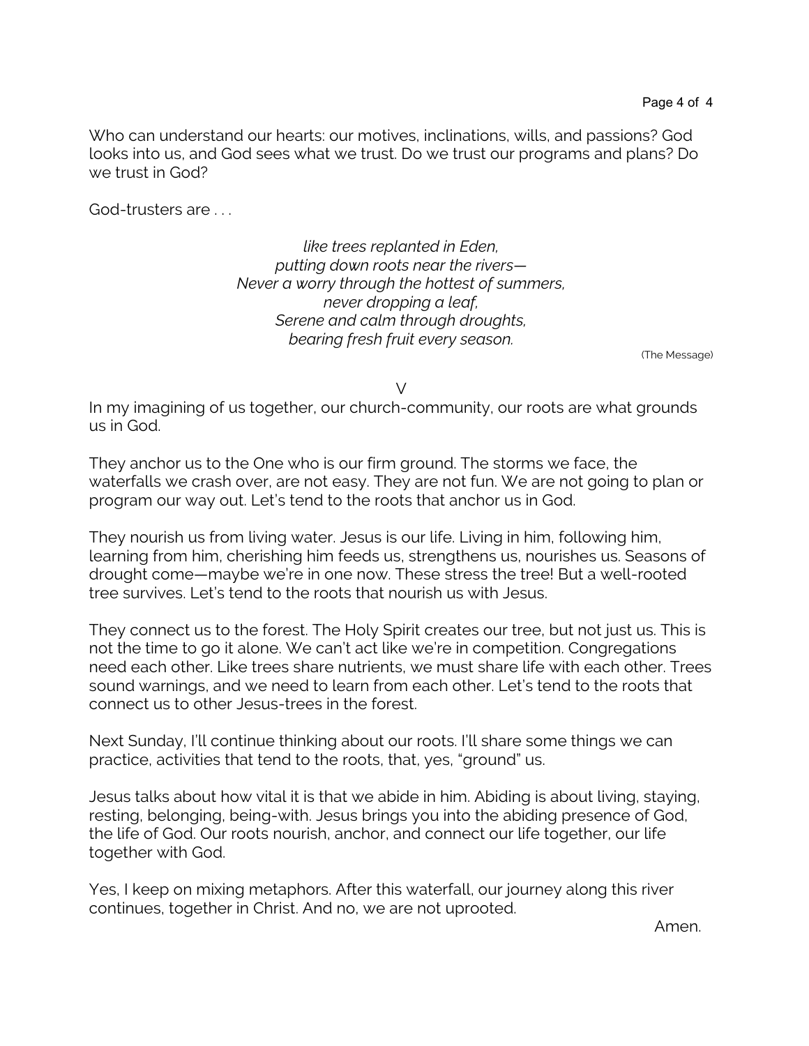Who can understand our hearts: our motives, inclinations, wills, and passions? God looks into us, and God sees what we trust. Do we trust our programs and plans? Do we trust in God?

God-trusters are . . .

> *like trees replanted in Eden,*
> *putting down roots near the rivers—*
> *Never a worry through the hottest of summers,*
> *never dropping a leaf,*
> *Serene and calm through droughts,*
> *bearing fresh fruit every season.*
>
> (The Message)

V

In my imagining of us together, our church-community, our roots are what grounds us in God.

They anchor us to the One who is our firm ground. The storms we face, the waterfalls we crash over, are not easy. They are not fun. We are not going to plan or program our way out. Let's tend to the roots that anchor us in God.

They nourish us from living water. Jesus is our life. Living in him, following him, learning from him, cherishing him feeds us, strengthens us, nourishes us. Seasons of drought come—maybe we're in one now. These stress the tree! But a well-rooted tree survives. Let's tend to the roots that nourish us with Jesus.

They connect us to the forest. The Holy Spirit creates our tree, but not just us. This is not the time to go it alone. We can't act like we're in competition. Congregations need each other. Like trees share nutrients, we must share life with each other. Trees sound warnings, and we need to learn from each other. Let's tend to the roots that connect us to other Jesus-trees in the forest.

Next Sunday, I'll continue thinking about our roots. I'll share some things we can practice, activities that tend to the roots, that, yes, "ground" us.

Jesus talks about how vital it is that we abide in him. Abiding is about living, staying, resting, belonging, being-with. Jesus brings you into the abiding presence of God, the life of God. Our roots nourish, anchor, and connect our life together, our life together with God.

Yes, I keep on mixing metaphors. After this waterfall, our journey along this river continues, together in Christ. And no, we are not uprooted.

Amen.